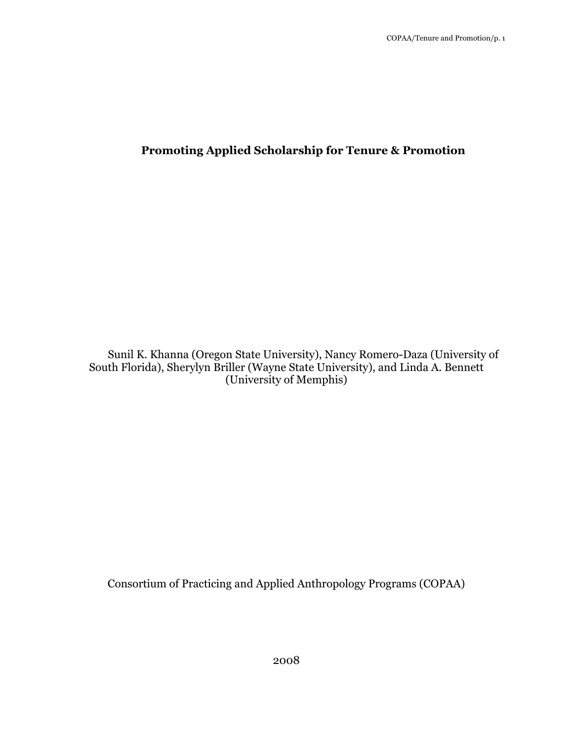# Promoting Applied Scholarship for Tenure & Promotion

Sunil K. Khanna (Oregon State University), Nancy Romero-Daza (University of South Florida), Sherylyn Briller (Wayne State University), and Linda A. Bennett (University of Memphis)

Consortium of Practicing and Applied Anthropology Programs (COPAA)

2008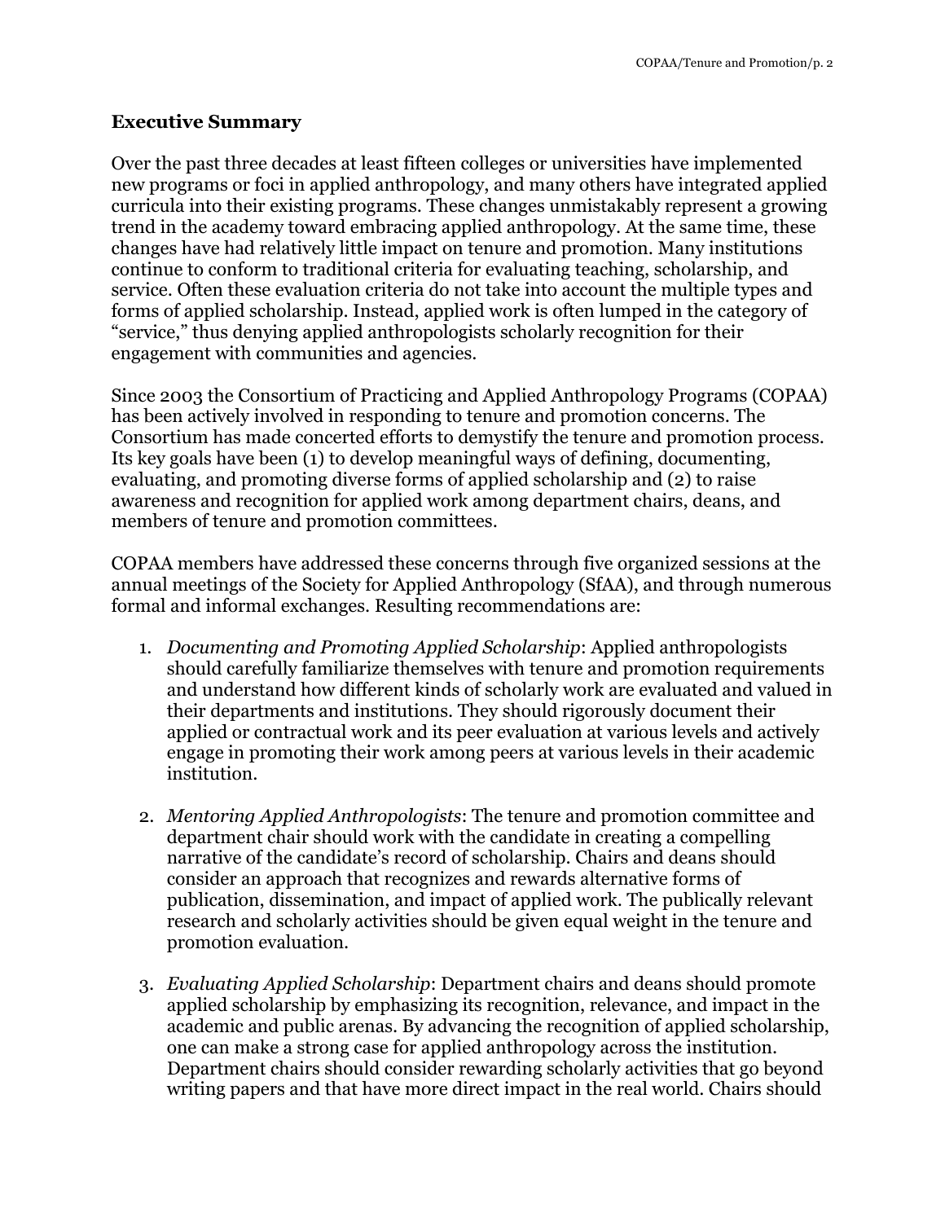## Executive Summary

Over the past three decades at least fifteen colleges or universities have implemented new programs or foci in applied anthropology, and many others have integrated applied curricula into their existing programs. These changes unmistakably represent a growing trend in the academy toward embracing applied anthropology. At the same time, these changes have had relatively little impact on tenure and promotion. Many institutions continue to conform to traditional criteria for evaluating teaching, scholarship, and service. Often these evaluation criteria do not take into account the multiple types and forms of applied scholarship. Instead, applied work is often lumped in the category of "service," thus denying applied anthropologists scholarly recognition for their engagement with communities and agencies.

Since 2003 the Consortium of Practicing and Applied Anthropology Programs (COPAA) has been actively involved in responding to tenure and promotion concerns. The Consortium has made concerted efforts to demystify the tenure and promotion process. Its key goals have been (1) to develop meaningful ways of defining, documenting, evaluating, and promoting diverse forms of applied scholarship and (2) to raise awareness and recognition for applied work among department chairs, deans, and members of tenure and promotion committees.

COPAA members have addressed these concerns through five organized sessions at the annual meetings of the Society for Applied Anthropology (SfAA), and through numerous formal and informal exchanges. Resulting recommendations are:

1. *Documenting and Promoting Applied Scholarship*: Applied anthropologists should carefully familiarize themselves with tenure and promotion requirements and understand how different kinds of scholarly work are evaluated and valued in their departments and institutions. They should rigorously document their applied or contractual work and its peer evaluation at various levels and actively engage in promoting their work among peers at various levels in their academic institution.

2. *Mentoring Applied Anthropologists*: The tenure and promotion committee and department chair should work with the candidate in creating a compelling narrative of the candidate's record of scholarship. Chairs and deans should consider an approach that recognizes and rewards alternative forms of publication, dissemination, and impact of applied work. The publically relevant research and scholarly activities should be given equal weight in the tenure and promotion evaluation.

3. *Evaluating Applied Scholarship*: Department chairs and deans should promote applied scholarship by emphasizing its recognition, relevance, and impact in the academic and public arenas. By advancing the recognition of applied scholarship, one can make a strong case for applied anthropology across the institution. Department chairs should consider rewarding scholarly activities that go beyond writing papers and that have more direct impact in the real world. Chairs should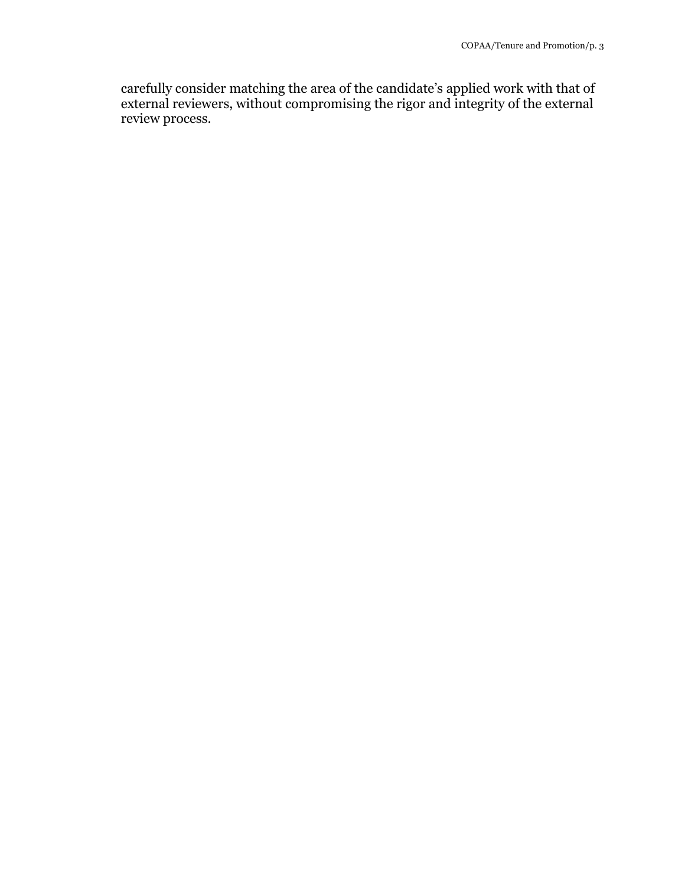carefully consider matching the area of the candidate's applied work with that of external reviewers, without compromising the rigor and integrity of the external review process.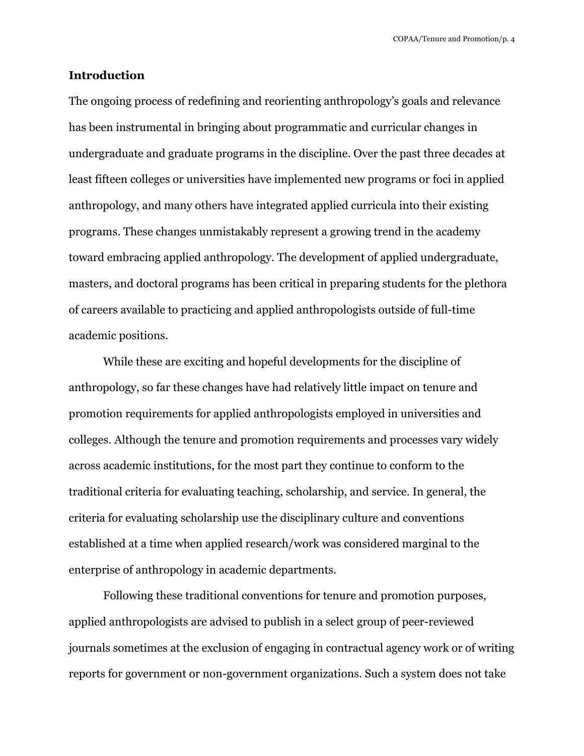## Introduction

The ongoing process of redefining and reorienting anthropology's goals and relevance has been instrumental in bringing about programmatic and curricular changes in undergraduate and graduate programs in the discipline. Over the past three decades at least fifteen colleges or universities have implemented new programs or foci in applied anthropology, and many others have integrated applied curricula into their existing programs. These changes unmistakably represent a growing trend in the academy toward embracing applied anthropology. The development of applied undergraduate, masters, and doctoral programs has been critical in preparing students for the plethora of careers available to practicing and applied anthropologists outside of full-time academic positions.

While these are exciting and hopeful developments for the discipline of anthropology, so far these changes have had relatively little impact on tenure and promotion requirements for applied anthropologists employed in universities and colleges. Although the tenure and promotion requirements and processes vary widely across academic institutions, for the most part they continue to conform to the traditional criteria for evaluating teaching, scholarship, and service. In general, the criteria for evaluating scholarship use the disciplinary culture and conventions established at a time when applied research/work was considered marginal to the enterprise of anthropology in academic departments.

Following these traditional conventions for tenure and promotion purposes, applied anthropologists are advised to publish in a select group of peer-reviewed journals sometimes at the exclusion of engaging in contractual agency work or of writing reports for government or non-government organizations. Such a system does not take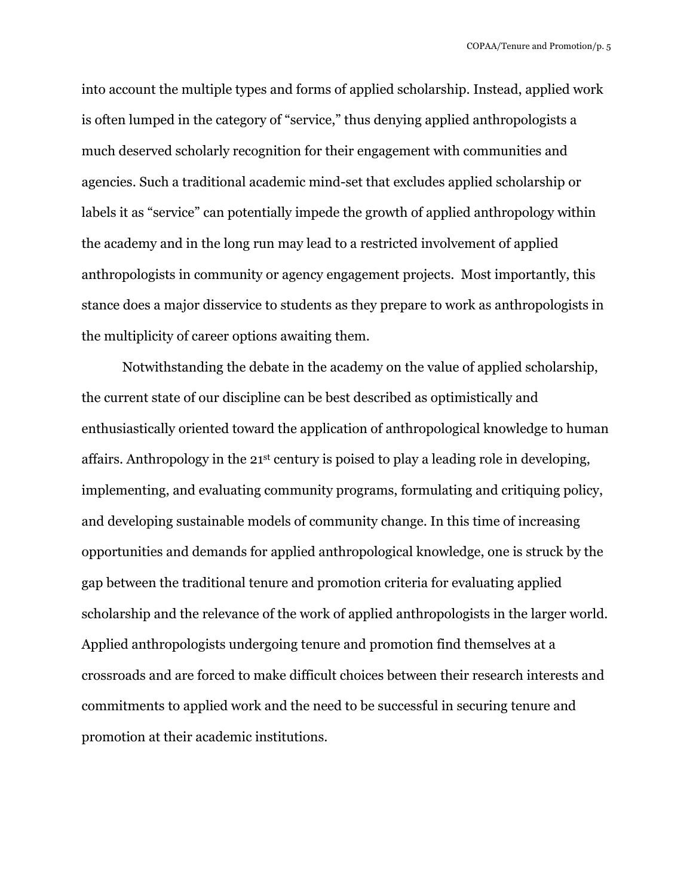into account the multiple types and forms of applied scholarship. Instead, applied work is often lumped in the category of "service," thus denying applied anthropologists a much deserved scholarly recognition for their engagement with communities and agencies. Such a traditional academic mind-set that excludes applied scholarship or labels it as "service" can potentially impede the growth of applied anthropology within the academy and in the long run may lead to a restricted involvement of applied anthropologists in community or agency engagement projects. Most importantly, this stance does a major disservice to students as they prepare to work as anthropologists in the multiplicity of career options awaiting them.

Notwithstanding the debate in the academy on the value of applied scholarship, the current state of our discipline can be best described as optimistically and enthusiastically oriented toward the application of anthropological knowledge to human affairs. Anthropology in the 21st century is poised to play a leading role in developing, implementing, and evaluating community programs, formulating and critiquing policy, and developing sustainable models of community change. In this time of increasing opportunities and demands for applied anthropological knowledge, one is struck by the gap between the traditional tenure and promotion criteria for evaluating applied scholarship and the relevance of the work of applied anthropologists in the larger world. Applied anthropologists undergoing tenure and promotion find themselves at a crossroads and are forced to make difficult choices between their research interests and commitments to applied work and the need to be successful in securing tenure and promotion at their academic institutions.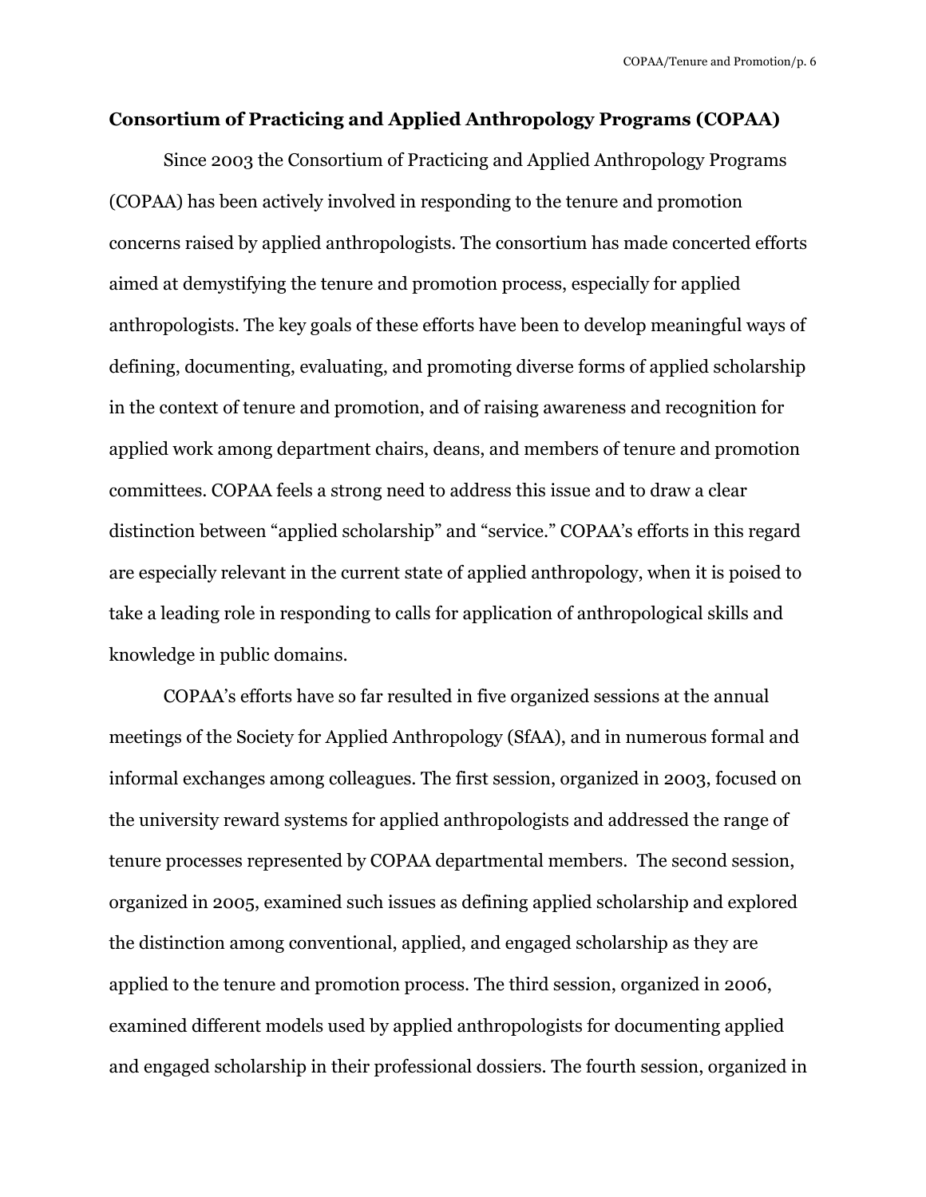## Consortium of Practicing and Applied Anthropology Programs (COPAA)

Since 2003 the Consortium of Practicing and Applied Anthropology Programs (COPAA) has been actively involved in responding to the tenure and promotion concerns raised by applied anthropologists. The consortium has made concerted efforts aimed at demystifying the tenure and promotion process, especially for applied anthropologists. The key goals of these efforts have been to develop meaningful ways of defining, documenting, evaluating, and promoting diverse forms of applied scholarship in the context of tenure and promotion, and of raising awareness and recognition for applied work among department chairs, deans, and members of tenure and promotion committees. COPAA feels a strong need to address this issue and to draw a clear distinction between "applied scholarship" and "service." COPAA's efforts in this regard are especially relevant in the current state of applied anthropology, when it is poised to take a leading role in responding to calls for application of anthropological skills and knowledge in public domains.

COPAA's efforts have so far resulted in five organized sessions at the annual meetings of the Society for Applied Anthropology (SfAA), and in numerous formal and informal exchanges among colleagues. The first session, organized in 2003, focused on the university reward systems for applied anthropologists and addressed the range of tenure processes represented by COPAA departmental members. The second session, organized in 2005, examined such issues as defining applied scholarship and explored the distinction among conventional, applied, and engaged scholarship as they are applied to the tenure and promotion process. The third session, organized in 2006, examined different models used by applied anthropologists for documenting applied and engaged scholarship in their professional dossiers. The fourth session, organized in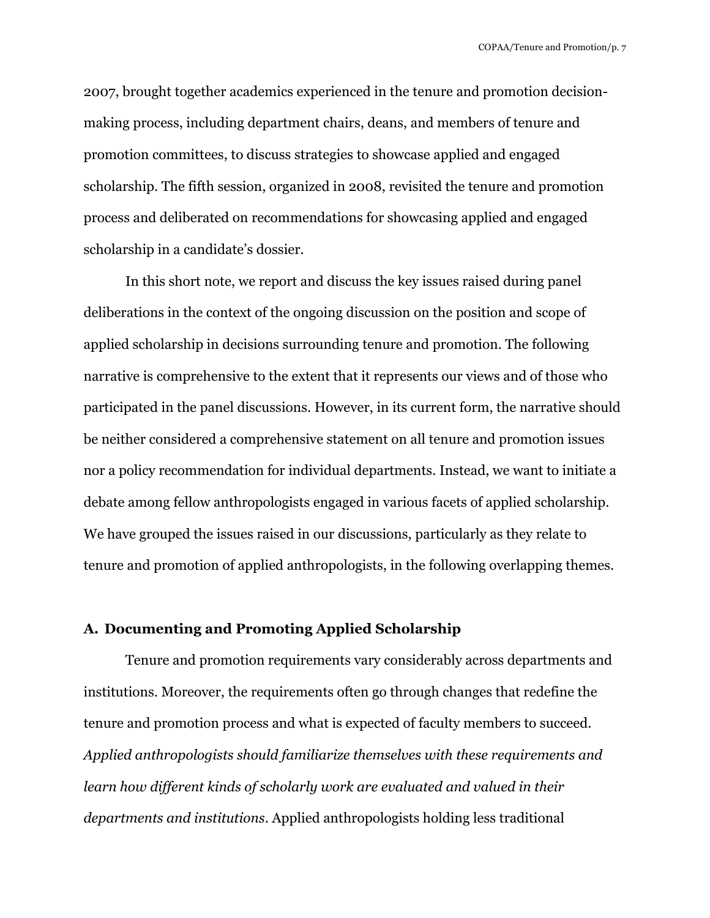2007, brought together academics experienced in the tenure and promotion decision-making process, including department chairs, deans, and members of tenure and promotion committees, to discuss strategies to showcase applied and engaged scholarship. The fifth session, organized in 2008, revisited the tenure and promotion process and deliberated on recommendations for showcasing applied and engaged scholarship in a candidate's dossier.

In this short note, we report and discuss the key issues raised during panel deliberations in the context of the ongoing discussion on the position and scope of applied scholarship in decisions surrounding tenure and promotion. The following narrative is comprehensive to the extent that it represents our views and of those who participated in the panel discussions. However, in its current form, the narrative should be neither considered a comprehensive statement on all tenure and promotion issues nor a policy recommendation for individual departments. Instead, we want to initiate a debate among fellow anthropologists engaged in various facets of applied scholarship. We have grouped the issues raised in our discussions, particularly as they relate to tenure and promotion of applied anthropologists, in the following overlapping themes.

### A. Documenting and Promoting Applied Scholarship

Tenure and promotion requirements vary considerably across departments and institutions. Moreover, the requirements often go through changes that redefine the tenure and promotion process and what is expected of faculty members to succeed. *Applied anthropologists should familiarize themselves with these requirements and learn how different kinds of scholarly work are evaluated and valued in their departments and institutions*. Applied anthropologists holding less traditional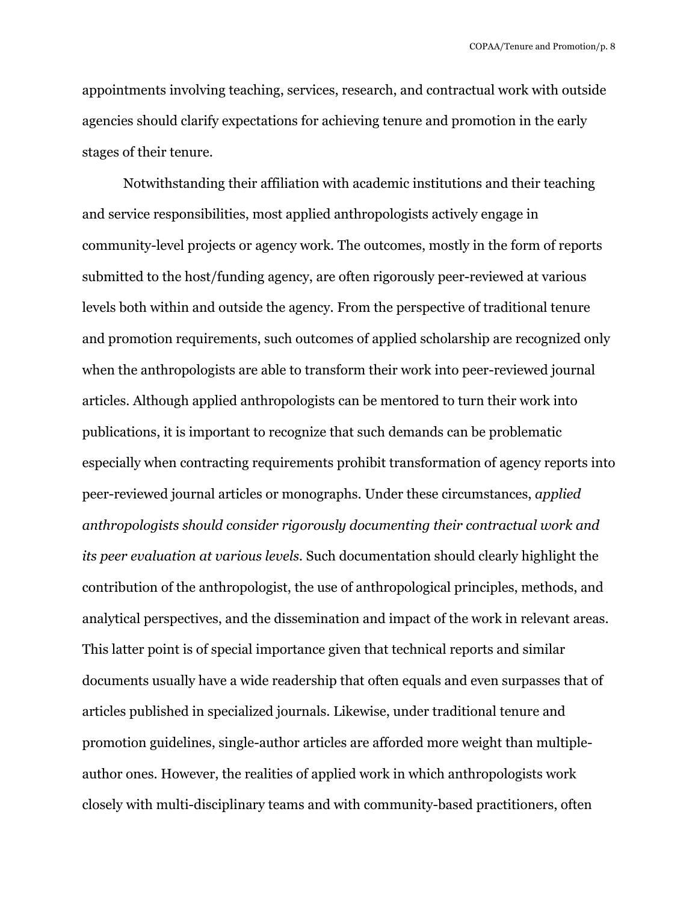appointments involving teaching, services, research, and contractual work with outside agencies should clarify expectations for achieving tenure and promotion in the early stages of their tenure.

Notwithstanding their affiliation with academic institutions and their teaching and service responsibilities, most applied anthropologists actively engage in community-level projects or agency work. The outcomes, mostly in the form of reports submitted to the host/funding agency, are often rigorously peer-reviewed at various levels both within and outside the agency. From the perspective of traditional tenure and promotion requirements, such outcomes of applied scholarship are recognized only when the anthropologists are able to transform their work into peer-reviewed journal articles. Although applied anthropologists can be mentored to turn their work into publications, it is important to recognize that such demands can be problematic especially when contracting requirements prohibit transformation of agency reports into peer-reviewed journal articles or monographs. Under these circumstances, *applied anthropologists should consider rigorously documenting their contractual work and its peer evaluation at various levels*. Such documentation should clearly highlight the contribution of the anthropologist, the use of anthropological principles, methods, and analytical perspectives, and the dissemination and impact of the work in relevant areas. This latter point is of special importance given that technical reports and similar documents usually have a wide readership that often equals and even surpasses that of articles published in specialized journals. Likewise, under traditional tenure and promotion guidelines, single-author articles are afforded more weight than multiple-author ones. However, the realities of applied work in which anthropologists work closely with multi-disciplinary teams and with community-based practitioners, often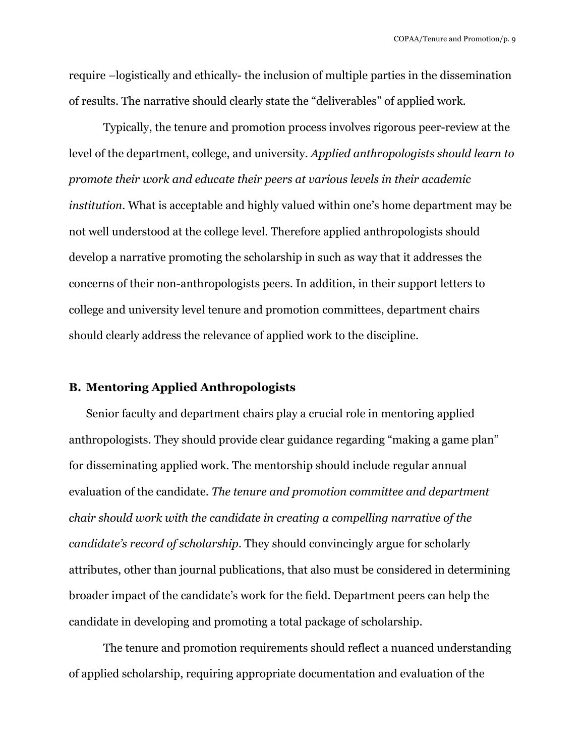require –logistically and ethically- the inclusion of multiple parties in the dissemination of results. The narrative should clearly state the "deliverables" of applied work.

Typically, the tenure and promotion process involves rigorous peer-review at the level of the department, college, and university. *Applied anthropologists should learn to promote their work and educate their peers at various levels in their academic institution.* What is acceptable and highly valued within one's home department may be not well understood at the college level. Therefore applied anthropologists should develop a narrative promoting the scholarship in such as way that it addresses the concerns of their non-anthropologists peers. In addition, in their support letters to college and university level tenure and promotion committees, department chairs should clearly address the relevance of applied work to the discipline.

### B. Mentoring Applied Anthropologists

Senior faculty and department chairs play a crucial role in mentoring applied anthropologists. They should provide clear guidance regarding "making a game plan" for disseminating applied work. The mentorship should include regular annual evaluation of the candidate. *The tenure and promotion committee and department chair should work with the candidate in creating a compelling narrative of the candidate's record of scholarship.* They should convincingly argue for scholarly attributes, other than journal publications, that also must be considered in determining broader impact of the candidate's work for the field. Department peers can help the candidate in developing and promoting a total package of scholarship.

The tenure and promotion requirements should reflect a nuanced understanding of applied scholarship, requiring appropriate documentation and evaluation of the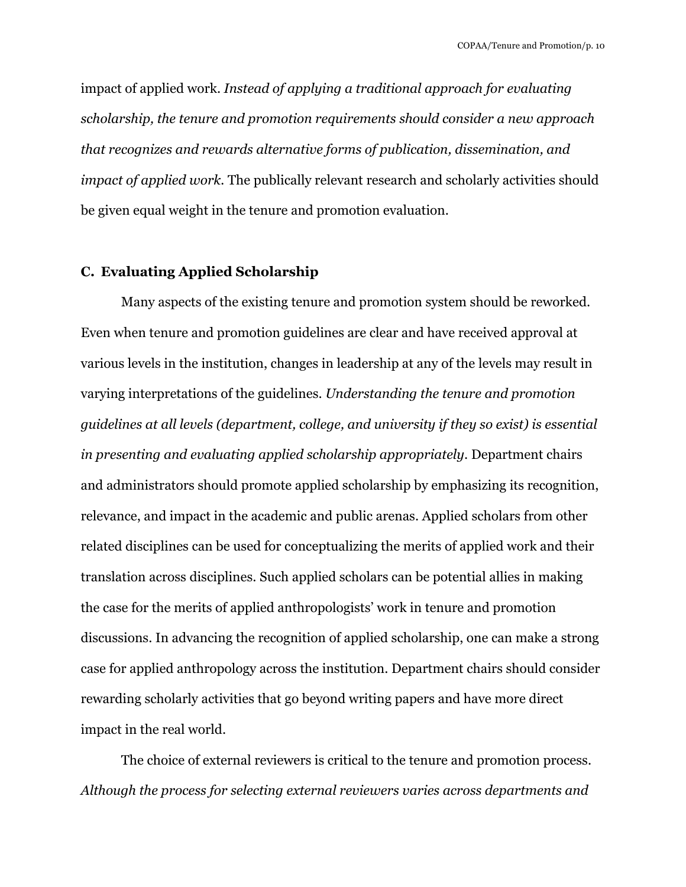impact of applied work. *Instead of applying a traditional approach for evaluating scholarship, the tenure and promotion requirements should consider a new approach that recognizes and rewards alternative forms of publication, dissemination, and impact of applied work.* The publically relevant research and scholarly activities should be given equal weight in the tenure and promotion evaluation.

### C. Evaluating Applied Scholarship

Many aspects of the existing tenure and promotion system should be reworked. Even when tenure and promotion guidelines are clear and have received approval at various levels in the institution, changes in leadership at any of the levels may result in varying interpretations of the guidelines. *Understanding the tenure and promotion guidelines at all levels (department, college, and university if they so exist) is essential in presenting and evaluating applied scholarship appropriately.* Department chairs and administrators should promote applied scholarship by emphasizing its recognition, relevance, and impact in the academic and public arenas. Applied scholars from other related disciplines can be used for conceptualizing the merits of applied work and their translation across disciplines. Such applied scholars can be potential allies in making the case for the merits of applied anthropologists' work in tenure and promotion discussions. In advancing the recognition of applied scholarship, one can make a strong case for applied anthropology across the institution. Department chairs should consider rewarding scholarly activities that go beyond writing papers and have more direct impact in the real world.

The choice of external reviewers is critical to the tenure and promotion process. *Although the process for selecting external reviewers varies across departments and*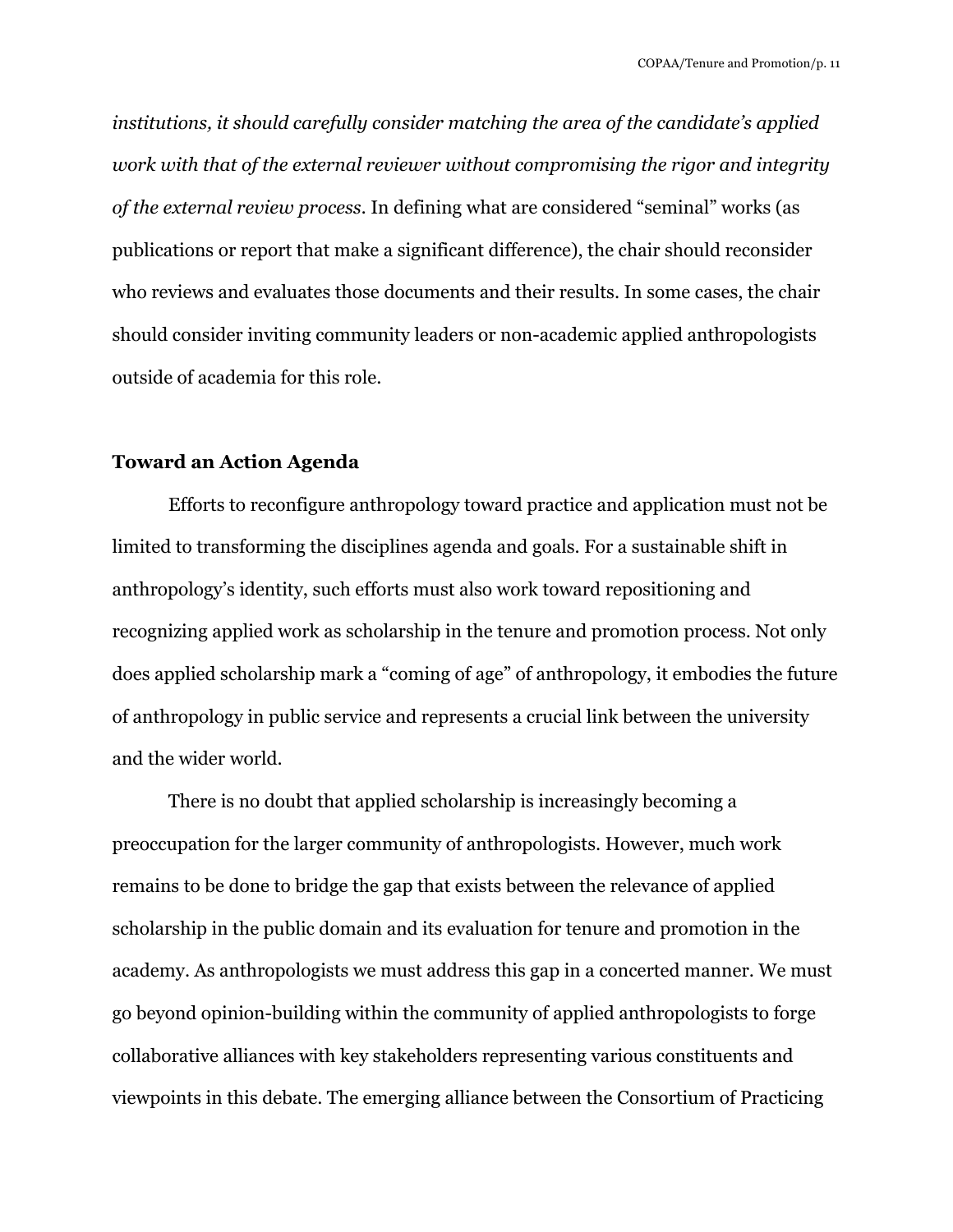*institutions, it should carefully consider matching the area of the candidate's applied work with that of the external reviewer without compromising the rigor and integrity of the external review process*. In defining what are considered "seminal" works (as publications or report that make a significant difference), the chair should reconsider who reviews and evaluates those documents and their results. In some cases, the chair should consider inviting community leaders or non-academic applied anthropologists outside of academia for this role.

**Toward an Action Agenda**

Efforts to reconfigure anthropology toward practice and application must not be limited to transforming the disciplines agenda and goals. For a sustainable shift in anthropology's identity, such efforts must also work toward repositioning and recognizing applied work as scholarship in the tenure and promotion process. Not only does applied scholarship mark a "coming of age" of anthropology, it embodies the future of anthropology in public service and represents a crucial link between the university and the wider world.

There is no doubt that applied scholarship is increasingly becoming a preoccupation for the larger community of anthropologists. However, much work remains to be done to bridge the gap that exists between the relevance of applied scholarship in the public domain and its evaluation for tenure and promotion in the academy. As anthropologists we must address this gap in a concerted manner. We must go beyond opinion-building within the community of applied anthropologists to forge collaborative alliances with key stakeholders representing various constituents and viewpoints in this debate. The emerging alliance between the Consortium of Practicing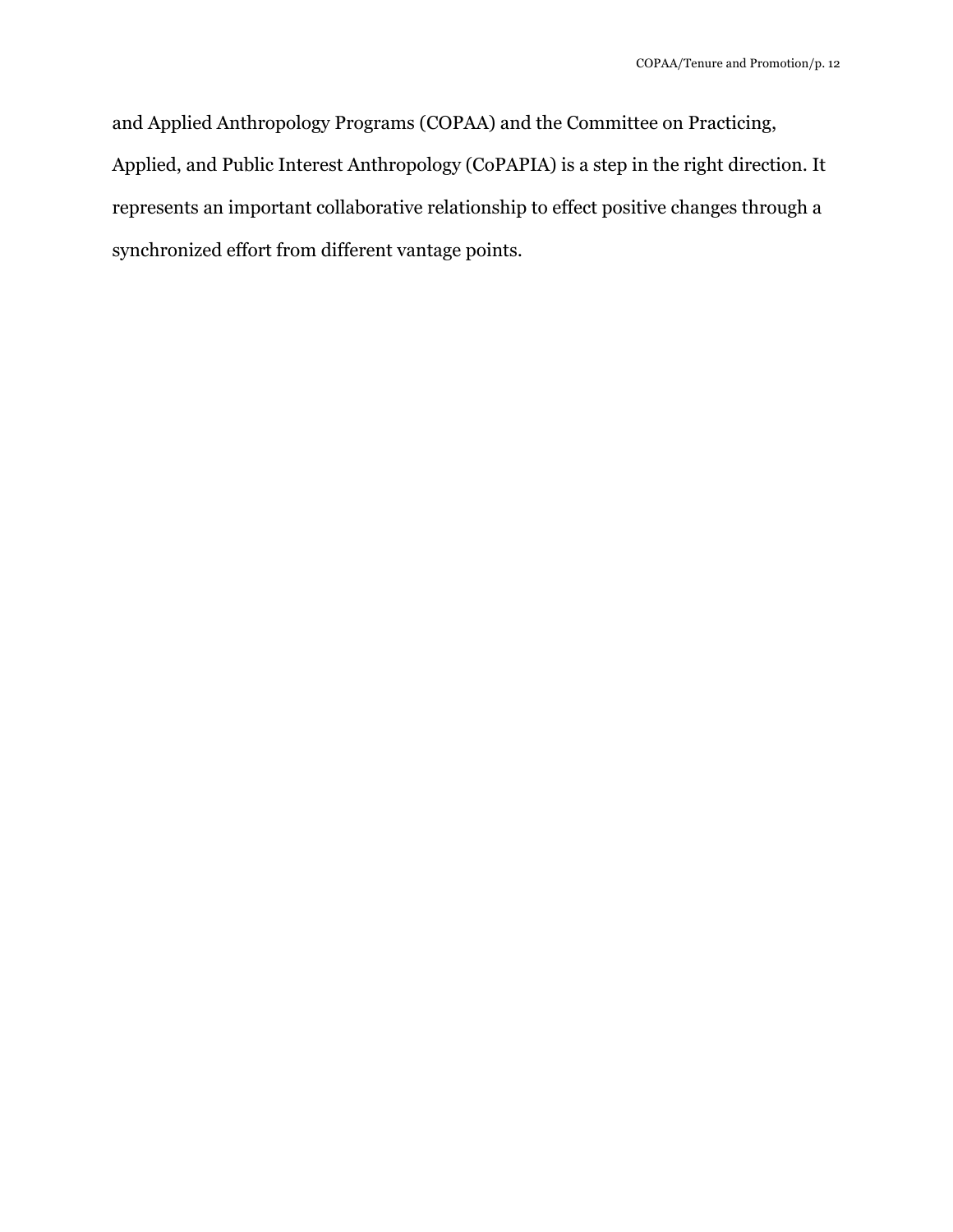and Applied Anthropology Programs (COPAA) and the Committee on Practicing, Applied, and Public Interest Anthropology (CoPAPIA) is a step in the right direction. It represents an important collaborative relationship to effect positive changes through a synchronized effort from different vantage points.